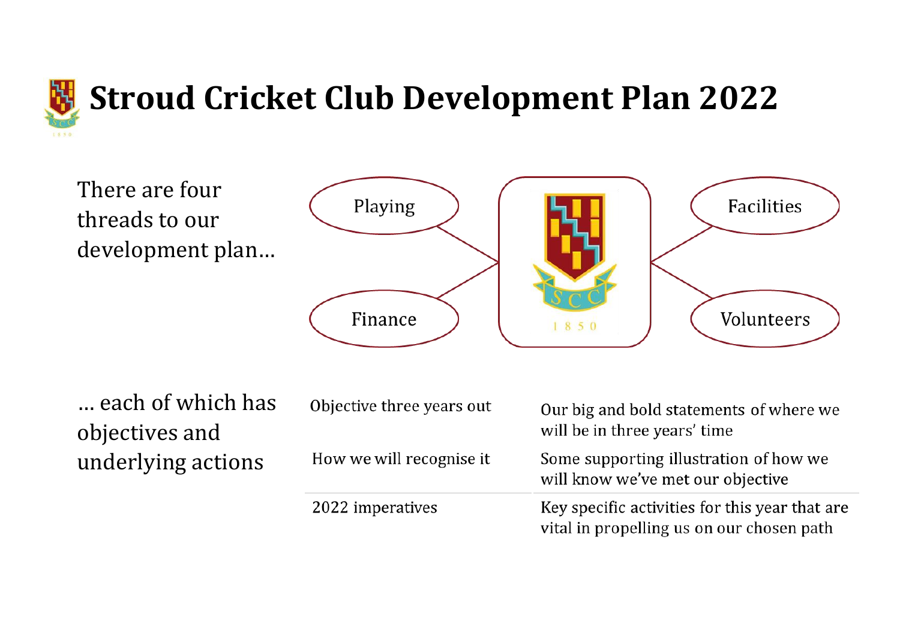# Stroud Cricket Club Development Plan 2022

There are four threads to our development plan…

- Playing
- Finance
- Facilities
- Volunteers

… each of which has objectives and underlying actions

| | |
|---|---|
| Objective three years out | Our big and bold statements of where we will be in three years' time |
| How we will recognise it | Some supporting illustration of how we will know we've met our objective |
| 2022 imperatives | Key specific activities for this year that are vital in propelling us on our chosen path |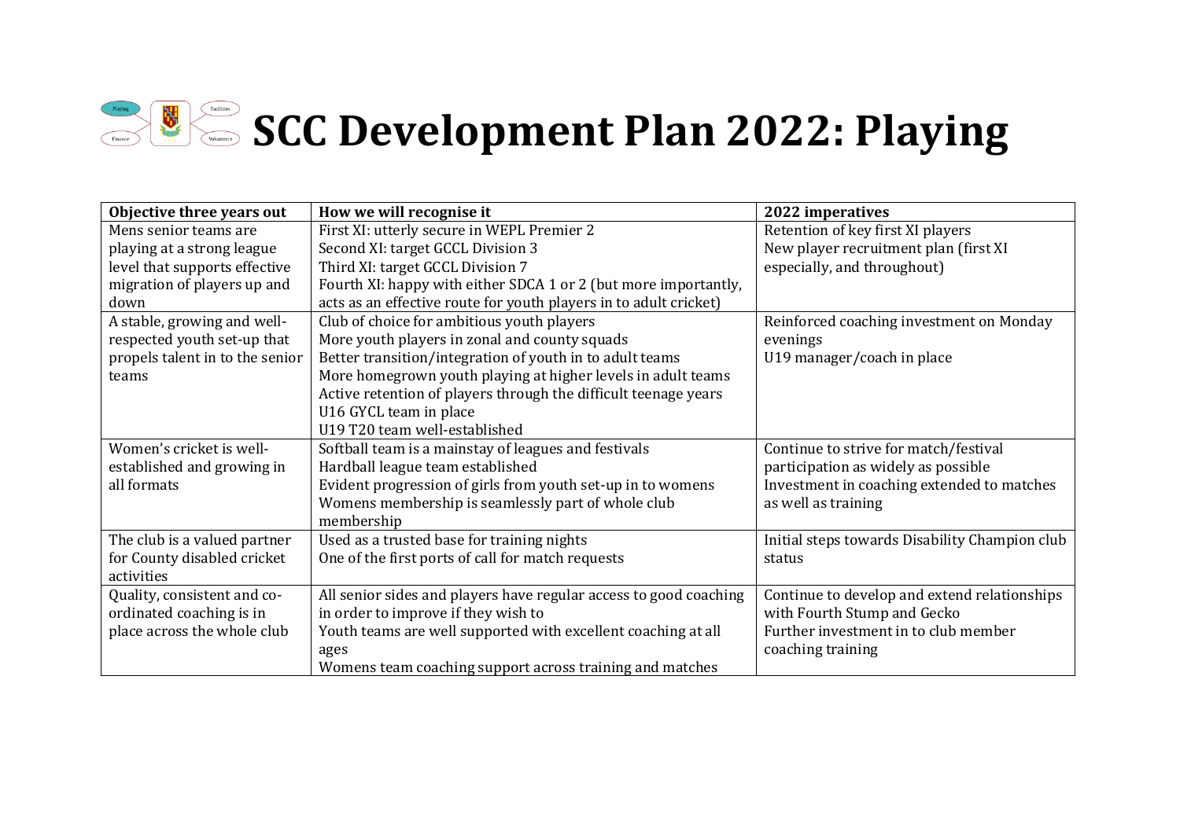# SCC Development Plan 2022: Playing

| Objective three years out | How we will recognise it | 2022 imperatives |
|---|---|---|
| Mens senior teams are playing at a strong league level that supports effective migration of players up and down | First XI: utterly secure in WEPL Premier 2<br>Second XI: target GCCL Division 3<br>Third XI: target GCCL Division 7<br>Fourth XI: happy with either SDCA 1 or 2 (but more importantly, acts as an effective route for youth players in to adult cricket) | Retention of key first XI players<br>New player recruitment plan (first XI especially, and throughout) |
| A stable, growing and well-respected youth set-up that propels talent in to the senior teams | Club of choice for ambitious youth players<br>More youth players in zonal and county squads<br>Better transition/integration of youth in to adult teams<br>More homegrown youth playing at higher levels in adult teams<br>Active retention of players through the difficult teenage years<br>U16 GYCL team in place<br>U19 T20 team well-established | Reinforced coaching investment on Monday evenings<br>U19 manager/coach in place |
| Women's cricket is well-established and growing in all formats | Softball team is a mainstay of leagues and festivals<br>Hardball league team established<br>Evident progression of girls from youth set-up in to womens<br>Womens membership is seamlessly part of whole club membership | Continue to strive for match/festival participation as widely as possible<br>Investment in coaching extended to matches as well as training |
| The club is a valued partner for County disabled cricket activities | Used as a trusted base for training nights<br>One of the first ports of call for match requests | Initial steps towards Disability Champion club status |
| Quality, consistent and co-ordinated coaching is in place across the whole club | All senior sides and players have regular access to good coaching in order to improve if they wish to<br>Youth teams are well supported with excellent coaching at all ages<br>Womens team coaching support across training and matches | Continue to develop and extend relationships with Fourth Stump and Gecko<br>Further investment in to club member coaching training |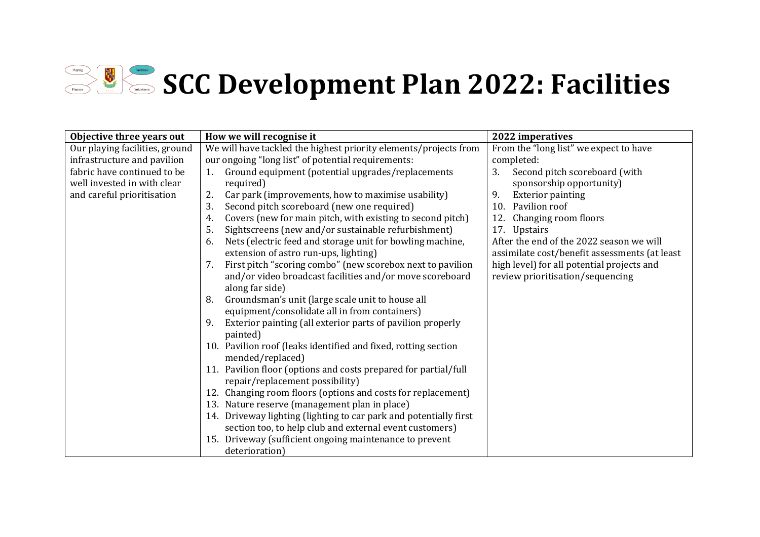# SCC Development Plan 2022: Facilities

| Objective three years out | How we will recognise it | 2022 imperatives |
|---|---|---|
| Our playing facilities, ground infrastructure and pavilion fabric have continued to be well invested in with clear and careful prioritisation | We will have tackled the highest priority elements/projects from our ongoing "long list" of potential requirements:<br>1. Ground equipment (potential upgrades/replacements required)<br>2. Car park (improvements, how to maximise usability)<br>3. Second pitch scoreboard (new one required)<br>4. Covers (new for main pitch, with existing to second pitch)<br>5. Sightscreens (new and/or sustainable refurbishment)<br>6. Nets (electric feed and storage unit for bowling machine, extension of astro run-ups, lighting)<br>7. First pitch "scoring combo" (new scorebox next to pavilion and/or video broadcast facilities and/or move scoreboard along far side)<br>8. Groundsman's unit (large scale unit to house all equipment/consolidate all in from containers)<br>9. Exterior painting (all exterior parts of pavilion properly painted)<br>10. Pavilion roof (leaks identified and fixed, rotting section mended/replaced)<br>11. Pavilion floor (options and costs prepared for partial/full repair/replacement possibility)<br>12. Changing room floors (options and costs for replacement)<br>13. Nature reserve (management plan in place)<br>14. Driveway lighting (lighting to car park and potentially first section too, to help club and external event customers)<br>15. Driveway (sufficient ongoing maintenance to prevent deterioration) | From the "long list" we expect to have completed:<br>3. Second pitch scoreboard (with sponsorship opportunity)<br>9. Exterior painting<br>10. Pavilion roof<br>12. Changing room floors<br>17. Upstairs<br>After the end of the 2022 season we will assimilate cost/benefit assessments (at least high level) for all potential projects and review prioritisation/sequencing |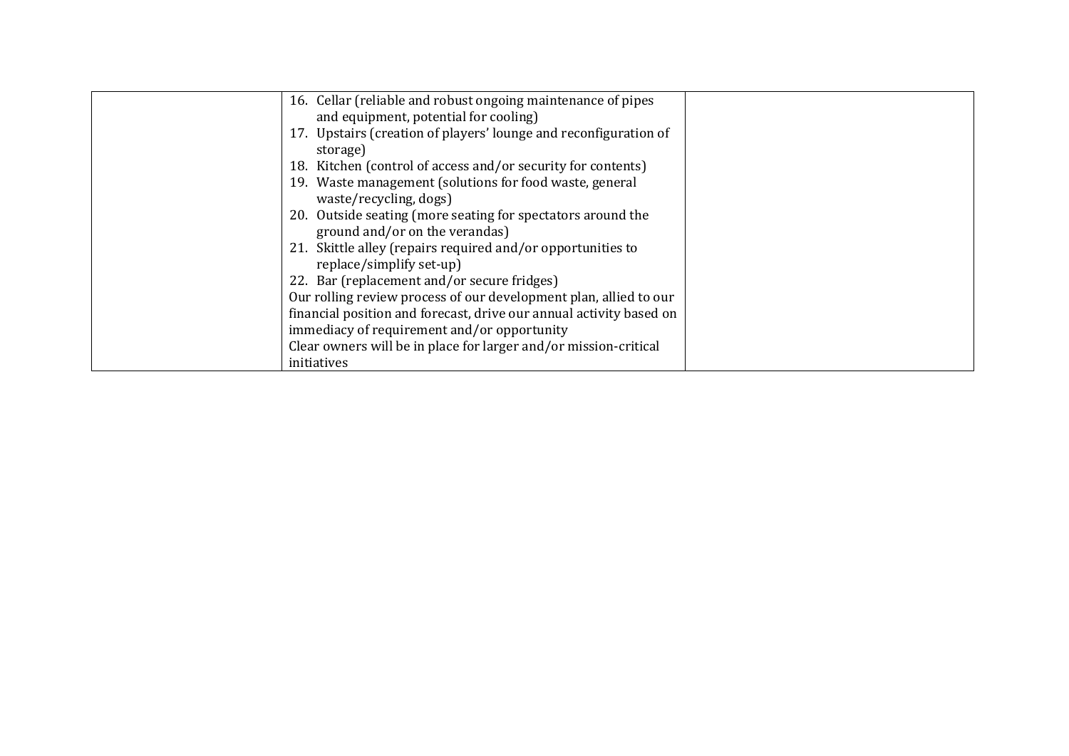|  |  |  |
|---|---|---|
|  | 16. Cellar (reliable and robust ongoing maintenance of pipes and equipment, potential for cooling)<br>17. Upstairs (creation of players' lounge and reconfiguration of storage)<br>18. Kitchen (control of access and/or security for contents)<br>19. Waste management (solutions for food waste, general waste/recycling, dogs)<br>20. Outside seating (more seating for spectators around the ground and/or on the verandas)<br>21. Skittle alley (repairs required and/or opportunities to replace/simplify set-up)<br>22. Bar (replacement and/or secure fridges)<br>Our rolling review process of our development plan, allied to our financial position and forecast, drive our annual activity based on immediacy of requirement and/or opportunity<br>Clear owners will be in place for larger and/or mission-critical initiatives |  |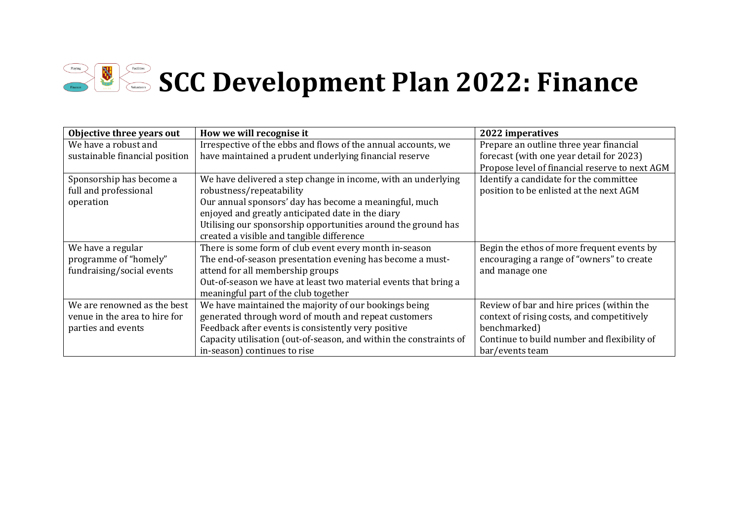# SCC Development Plan 2022: Finance

| Objective three years out | How we will recognise it | 2022 imperatives |
| --- | --- | --- |
| We have a robust and sustainable financial position | Irrespective of the ebbs and flows of the annual accounts, we have maintained a prudent underlying financial reserve | Prepare an outline three year financial forecast (with one year detail for 2023)<br>Propose level of financial reserve to next AGM |
| Sponsorship has become a full and professional operation | We have delivered a step change in income, with an underlying robustness/repeatability<br>Our annual sponsors' day has become a meaningful, much enjoyed and greatly anticipated date in the diary<br>Utilising our sponsorship opportunities around the ground has created a visible and tangible difference | Identify a candidate for the committee position to be enlisted at the next AGM |
| We have a regular programme of "homely" fundraising/social events | There is some form of club event every month in-season<br>The end-of-season presentation evening has become a must-attend for all membership groups<br>Out-of-season we have at least two material events that bring a meaningful part of the club together | Begin the ethos of more frequent events by encouraging a range of "owners" to create and manage one |
| We are renowned as the best venue in the area to hire for parties and events | We have maintained the majority of our bookings being generated through word of mouth and repeat customers<br>Feedback after events is consistently very positive<br>Capacity utilisation (out-of-season, and within the constraints of in-season) continues to rise | Review of bar and hire prices (within the context of rising costs, and competitively benchmarked)<br>Continue to build number and flexibility of bar/events team |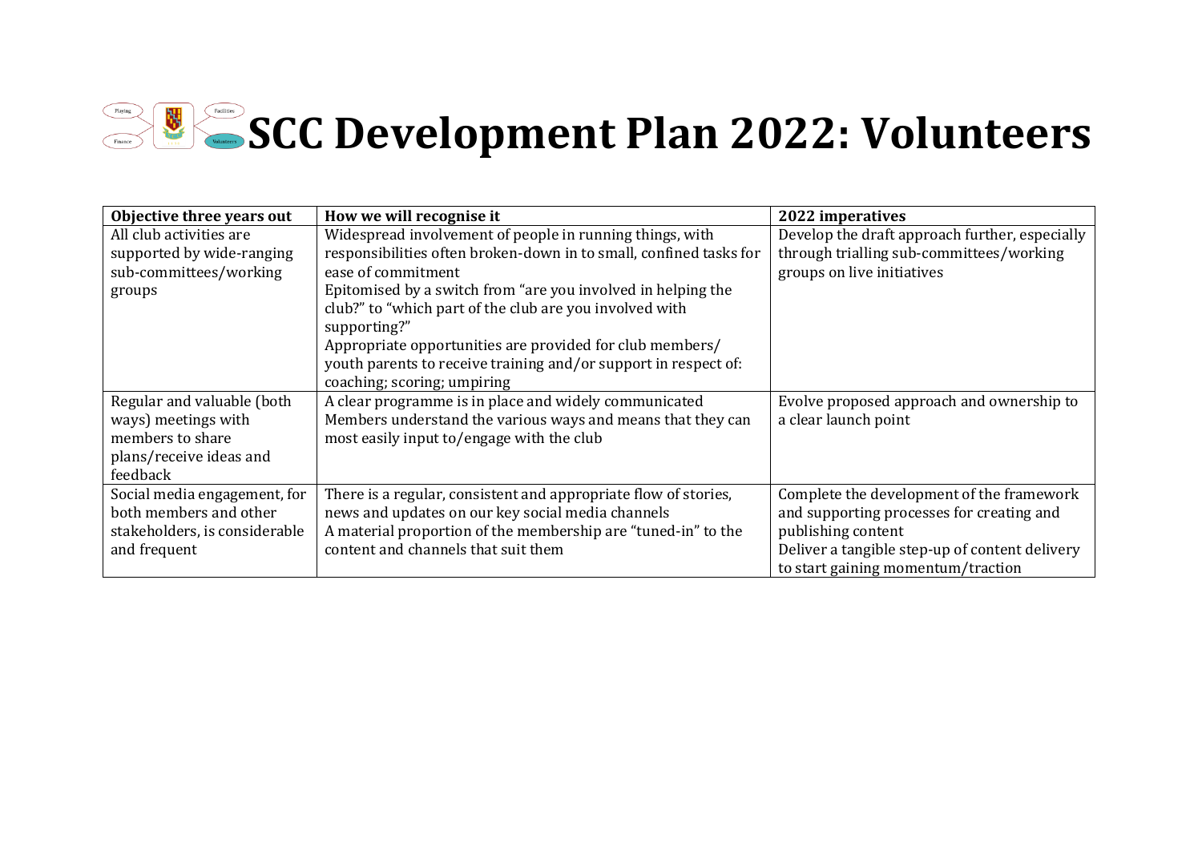# SCC Development Plan 2022: Volunteers

| Objective three years out | How we will recognise it | 2022 imperatives |
|---|---|---|
| All club activities are supported by wide-ranging sub-committees/working groups | Widespread involvement of people in running things, with responsibilities often broken-down in to small, confined tasks for ease of commitment<br>Epitomised by a switch from "are you involved in helping the club?" to "which part of the club are you involved with supporting?"<br>Appropriate opportunities are provided for club members/ youth parents to receive training and/or support in respect of: coaching; scoring; umpiring | Develop the draft approach further, especially through trialling sub-committees/working groups on live initiatives |
| Regular and valuable (both ways) meetings with members to share plans/receive ideas and feedback | A clear programme is in place and widely communicated<br>Members understand the various ways and means that they can most easily input to/engage with the club | Evolve proposed approach and ownership to a clear launch point |
| Social media engagement, for both members and other stakeholders, is considerable and frequent | There is a regular, consistent and appropriate flow of stories, news and updates on our key social media channels<br>A material proportion of the membership are "tuned-in" to the content and channels that suit them | Complete the development of the framework and supporting processes for creating and publishing content<br>Deliver a tangible step-up of content delivery to start gaining momentum/traction |